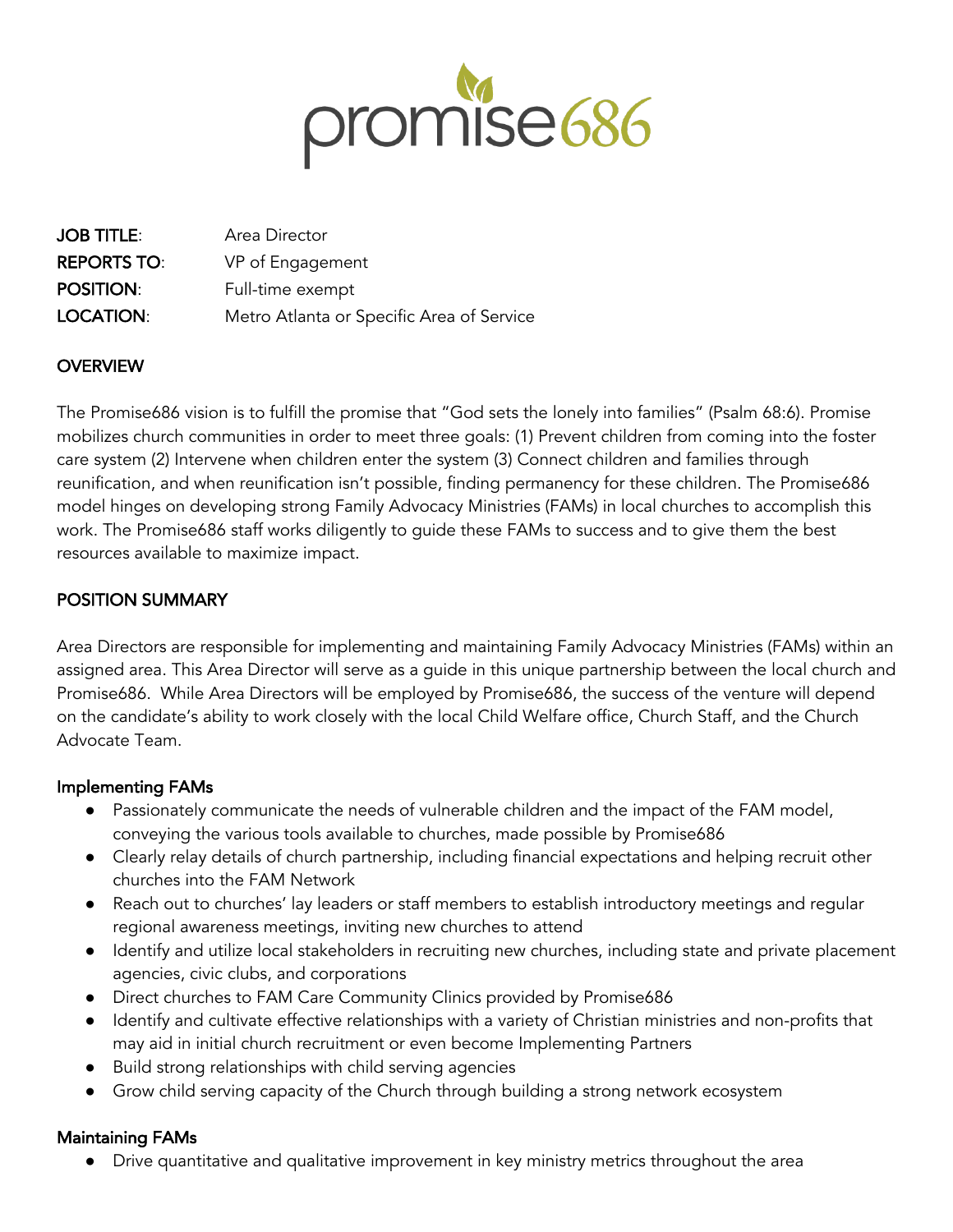promise686

**JOB TITLE**: Area Director
**REPORTS TO**: VP of Engagement
**POSITION**: Full-time exempt
**LOCATION**: Metro Atlanta or Specific Area of Service

## OVERVIEW

The Promise686 vision is to fulfill the promise that "God sets the lonely into families" (Psalm 68:6). Promise mobilizes church communities in order to meet three goals: (1) Prevent children from coming into the foster care system (2) Intervene when children enter the system (3) Connect children and families through reunification, and when reunification isn't possible, finding permanency for these children. The Promise686 model hinges on developing strong Family Advocacy Ministries (FAMs) in local churches to accomplish this work. The Promise686 staff works diligently to guide these FAMs to success and to give them the best resources available to maximize impact.

## POSITION SUMMARY

Area Directors are responsible for implementing and maintaining Family Advocacy Ministries (FAMs) within an assigned area. This Area Director will serve as a guide in this unique partnership between the local church and Promise686. While Area Directors will be employed by Promise686, the success of the venture will depend on the candidate's ability to work closely with the local Child Welfare office, Church Staff, and the Church Advocate Team.

### Implementing FAMs

- Passionately communicate the needs of vulnerable children and the impact of the FAM model, conveying the various tools available to churches, made possible by Promise686
- Clearly relay details of church partnership, including financial expectations and helping recruit other churches into the FAM Network
- Reach out to churches' lay leaders or staff members to establish introductory meetings and regular regional awareness meetings, inviting new churches to attend
- Identify and utilize local stakeholders in recruiting new churches, including state and private placement agencies, civic clubs, and corporations
- Direct churches to FAM Care Community Clinics provided by Promise686
- Identify and cultivate effective relationships with a variety of Christian ministries and non-profits that may aid in initial church recruitment or even become Implementing Partners
- Build strong relationships with child serving agencies
- Grow child serving capacity of the Church through building a strong network ecosystem

### Maintaining FAMs

- Drive quantitative and qualitative improvement in key ministry metrics throughout the area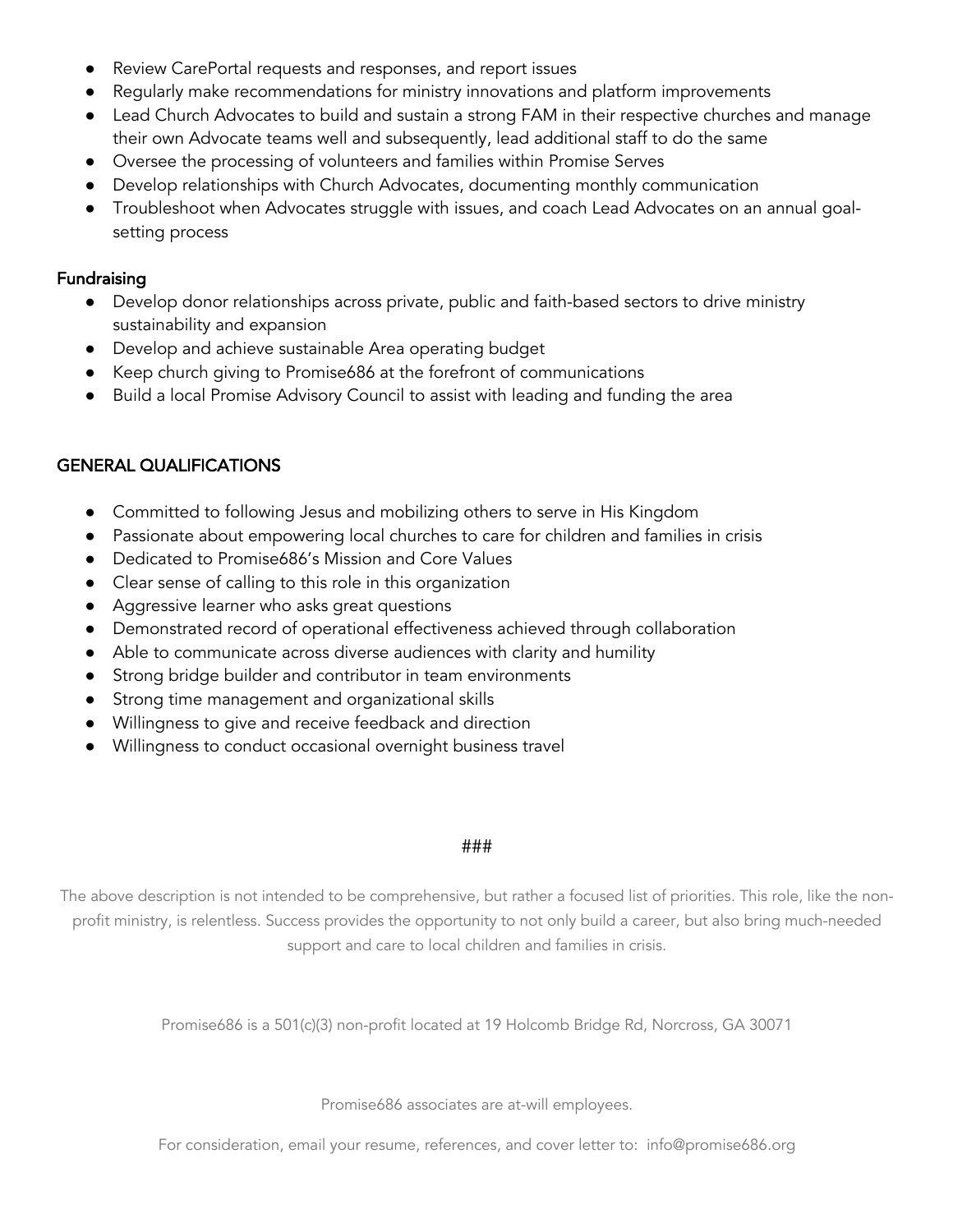- Review CarePortal requests and responses, and report issues
- Regularly make recommendations for ministry innovations and platform improvements
- Lead Church Advocates to build and sustain a strong FAM in their respective churches and manage their own Advocate teams well and subsequently, lead additional staff to do the same
- Oversee the processing of volunteers and families within Promise Serves
- Develop relationships with Church Advocates, documenting monthly communication
- Troubleshoot when Advocates struggle with issues, and coach Lead Advocates on an annual goal-setting process

**Fundraising**

- Develop donor relationships across private, public and faith-based sectors to drive ministry sustainability and expansion
- Develop and achieve sustainable Area operating budget
- Keep church giving to Promise686 at the forefront of communications
- Build a local Promise Advisory Council to assist with leading and funding the area

## GENERAL QUALIFICATIONS

- Committed to following Jesus and mobilizing others to serve in His Kingdom
- Passionate about empowering local churches to care for children and families in crisis
- Dedicated to Promise686's Mission and Core Values
- Clear sense of calling to this role in this organization
- Aggressive learner who asks great questions
- Demonstrated record of operational effectiveness achieved through collaboration
- Able to communicate across diverse audiences with clarity and humility
- Strong bridge builder and contributor in team environments
- Strong time management and organizational skills
- Willingness to give and receive feedback and direction
- Willingness to conduct occasional overnight business travel

###

The above description is not intended to be comprehensive, but rather a focused list of priorities. This role, like the non-profit ministry, is relentless. Success provides the opportunity to not only build a career, but also bring much-needed support and care to local children and families in crisis.

Promise686 is a 501(c)(3) non-profit located at 19 Holcomb Bridge Rd, Norcross, GA 30071

Promise686 associates are at-will employees.

For consideration, email your resume, references, and cover letter to: info@promise686.org